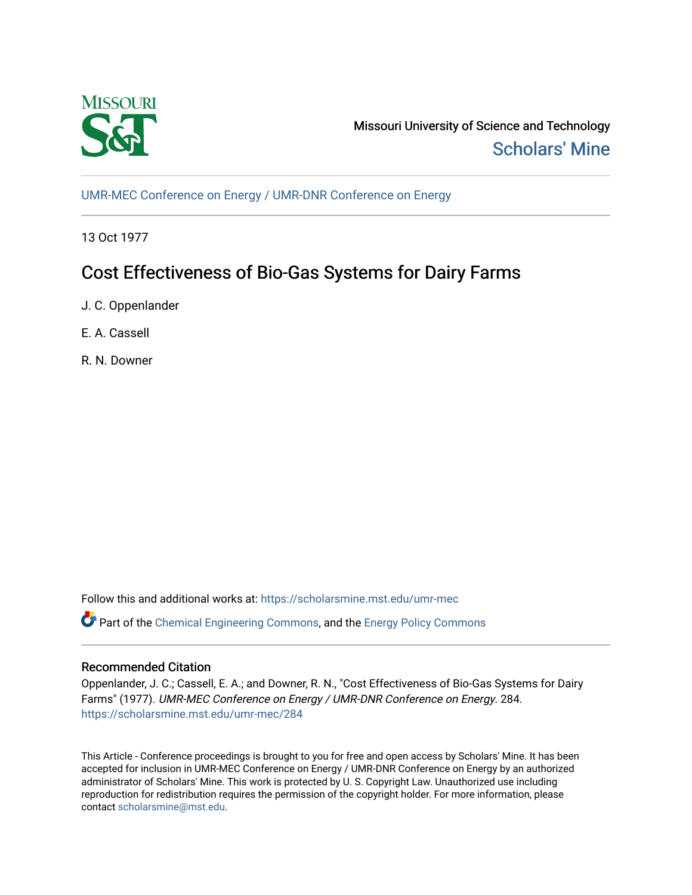Missouri University of Science and Technology

Scholars' Mine

UMR-MEC Conference on Energy / UMR-DNR Conference on Energy

13 Oct 1977

# Cost Effectiveness of Bio-Gas Systems for Dairy Farms

J. C. Oppenlander

E. A. Cassell

R. N. Downer

Follow this and additional works at: https://scholarsmine.mst.edu/umr-mec

Part of the Chemical Engineering Commons, and the Energy Policy Commons

## Recommended Citation

Oppenlander, J. C.; Cassell, E. A.; and Downer, R. N., "Cost Effectiveness of Bio-Gas Systems for Dairy Farms" (1977). *UMR-MEC Conference on Energy / UMR-DNR Conference on Energy*. 284.
https://scholarsmine.mst.edu/umr-mec/284

This Article - Conference proceedings is brought to you for free and open access by Scholars' Mine. It has been accepted for inclusion in UMR-MEC Conference on Energy / UMR-DNR Conference on Energy by an authorized administrator of Scholars' Mine. This work is protected by U. S. Copyright Law. Unauthorized use including reproduction for redistribution requires the permission of the copyright holder. For more information, please contact scholarsmine@mst.edu.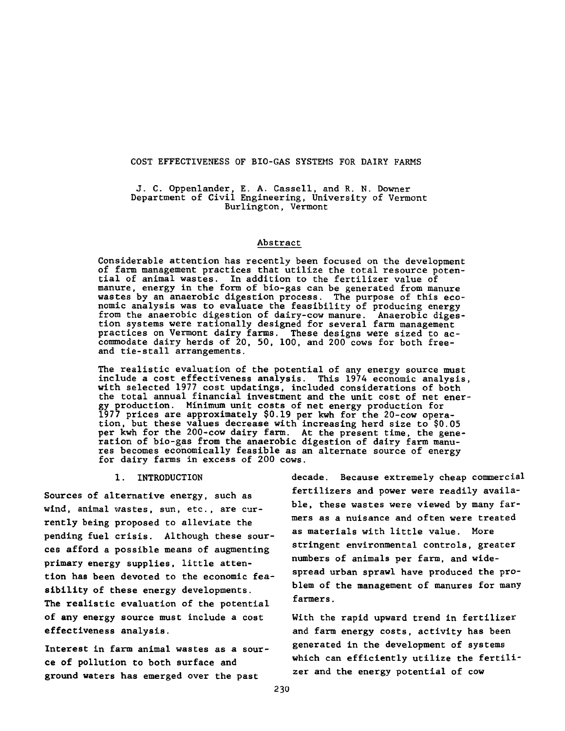# COST EFFECTIVENESS OF BIO-GAS SYSTEMS FOR DAIRY FARMS

J. C. Oppenlander, E. A. Cassell, and R. N. Downer
Department of Civil Engineering, University of Vermont
Burlington, Vermont

## Abstract

Considerable attention has recently been focused on the development of farm management practices that utilize the total resource potential of animal wastes. In addition to the fertilizer value of manure, energy in the form of bio-gas can be generated from manure wastes by an anaerobic digestion process. The purpose of this economic analysis was to evaluate the feasibility of producing energy from the anaerobic digestion of dairy-cow manure. Anaerobic digestion systems were rationally designed for several farm management practices on Vermont dairy farms. These designs were sized to accommodate dairy herds of 20, 50, 100, and 200 cows for both free- and tie-stall arrangements.

The realistic evaluation of the potential of any energy source must include a cost effectiveness analysis. This 1974 economic analysis, with selected 1977 cost updatings, included considerations of both the total annual financial investment and the unit cost of net energy production. Minimum unit costs of net energy production for 1977 prices are approximately $0.19 per kwh for the 20-cow operation, but these values decrease with increasing herd size to $0.05 per kwh for the 200-cow dairy farm. At the present time, the generation of bio-gas from the anaerobic digestion of dairy farm manures becomes economically feasible as an alternate source of energy for dairy farms in excess of 200 cows.

## 1. INTRODUCTION

Sources of alternative energy, such as wind, animal wastes, sun, etc., are currently being proposed to alleviate the pending fuel crisis. Although these sources afford a possible means of augmenting primary energy supplies, little attention has been devoted to the economic feasibility of these energy developments. The realistic evaluation of the potential of any energy source must include a cost effectiveness analysis.

Interest in farm animal wastes as a source of pollution to both surface and ground waters has emerged over the past decade. Because extremely cheap commercial fertilizers and power were readily available, these wastes were viewed by many farmers as a nuisance and often were treated as materials with little value. More stringent environmental controls, greater numbers of animals per farm, and widespread urban sprawl have produced the problem of the management of manures for many farmers.

With the rapid upward trend in fertilizer and farm energy costs, activity has been generated in the development of systems which can efficiently utilize the fertilizer and the energy potential of cow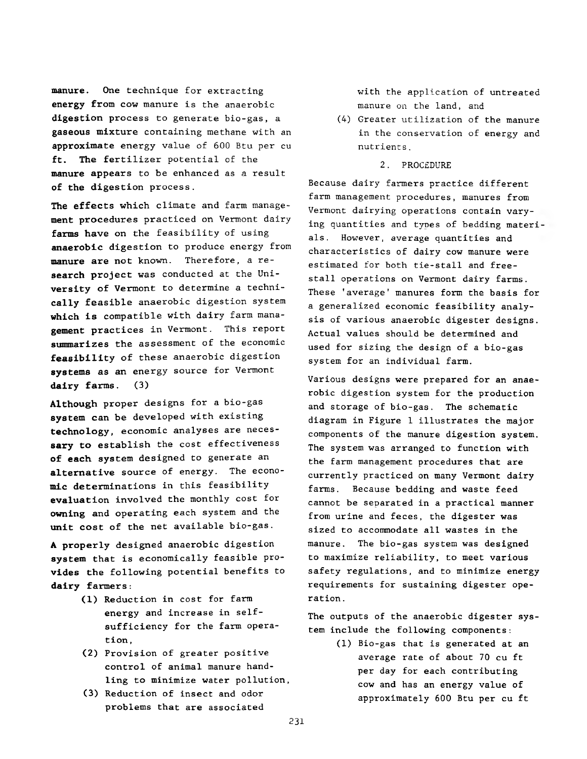manure. One technique for extracting energy from cow manure is the anaerobic digestion process to generate bio-gas, a gaseous mixture containing methane with an approximate energy value of 600 Btu per cu ft. The fertilizer potential of the manure appears to be enhanced as a result of the digestion process.

The effects which climate and farm management procedures practiced on Vermont dairy farms have on the feasibility of using anaerobic digestion to produce energy from manure are not known. Therefore, a research project was conducted at the University of Vermont to determine a technically feasible anaerobic digestion system which is compatible with dairy farm management practices in Vermont. This report summarizes the assessment of the economic feasibility of these anaerobic digestion systems as an energy source for Vermont dairy farms. (3)

Although proper designs for a bio-gas system can be developed with existing technology, economic analyses are necessary to establish the cost effectiveness of each system designed to generate an alternative source of energy. The economic determinations in this feasibility evaluation involved the monthly cost for owning and operating each system and the unit cost of the net available bio-gas.

A properly designed anaerobic digestion system that is economically feasible provides the following potential benefits to dairy farmers:

(1) Reduction in cost for farm energy and increase in self-sufficiency for the farm operation,
(2) Provision of greater positive control of animal manure handling to minimize water pollution,
(3) Reduction of insect and odor problems that are associated with the application of untreated manure on the land, and
(4) Greater utilization of the manure in the conservation of energy and nutrients.

## 2. PROCEDURE

Because dairy farmers practice different farm management procedures, manures from Vermont dairying operations contain varying quantities and types of bedding materials. However, average quantities and characteristics of dairy cow manure were estimated for both tie-stall and free-stall operations on Vermont dairy farms. These 'average' manures form the basis for a generalized economic feasibility analysis of various anaerobic digester designs. Actual values should be determined and used for sizing the design of a bio-gas system for an individual farm.

Various designs were prepared for an anaerobic digestion system for the production and storage of bio-gas. The schematic diagram in Figure 1 illustrates the major components of the manure digestion system. The system was arranged to function with the farm management procedures that are currently practiced on many Vermont dairy farms. Because bedding and waste feed cannot be separated in a practical manner from urine and feces, the digester was sized to accommodate all wastes in the manure. The bio-gas system was designed to maximize reliability, to meet various safety regulations, and to minimize energy requirements for sustaining digester operation.

The outputs of the anaerobic digester system include the following components:

(1) Bio-gas that is generated at an average rate of about 70 cu ft per day for each contributing cow and has an energy value of approximately 600 Btu per cu ft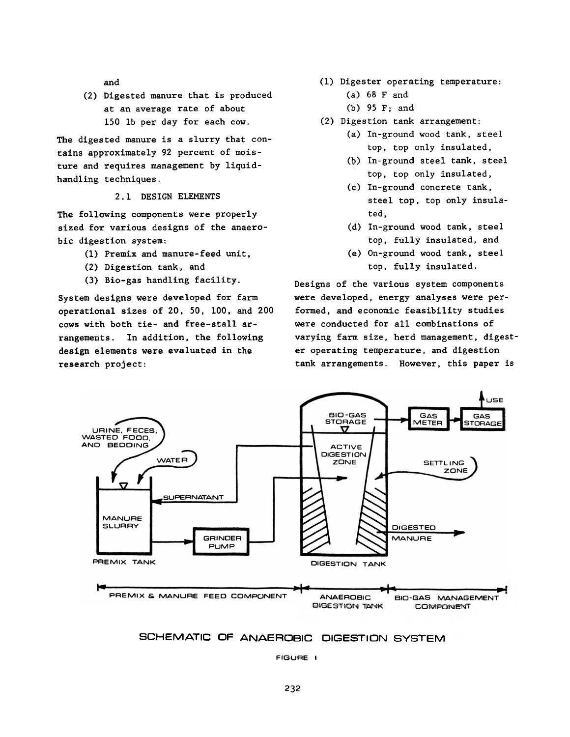and

(2) Digested manure that is produced at an average rate of about 150 lb per day for each cow.

The digested manure is a slurry that contains approximately 92 percent of moisture and requires management by liquid-handling techniques.

## 2.1 DESIGN ELEMENTS

The following components were properly sized for various designs of the anaerobic digestion system:

(1) Premix and manure-feed unit,
(2) Digestion tank, and
(3) Bio-gas handling facility.

System designs were developed for farm operational sizes of 20, 50, 100, and 200 cows with both tie- and free-stall arrangements. In addition, the following design elements were evaluated in the research project:

(1) Digester operating temperature:
   (a) 68 F and
   (b) 95 F; and
(2) Digestion tank arrangement:
   (a) In-ground wood tank, steel top, top only insulated,
   (b) In-ground steel tank, steel top, top only insulated,
   (c) In-ground concrete tank, steel top, top only insulated,
   (d) In-ground wood tank, steel top, fully insulated, and
   (e) On-ground wood tank, steel top, fully insulated.

Designs of the various system components were developed, energy analyses were performed, and economic feasibility studies were conducted for all combinations of varying farm size, herd management, digester operating temperature, and digestion tank arrangements. However, this paper is

SCHEMATIC OF ANAEROBIC DIGESTION SYSTEM

FIGURE 1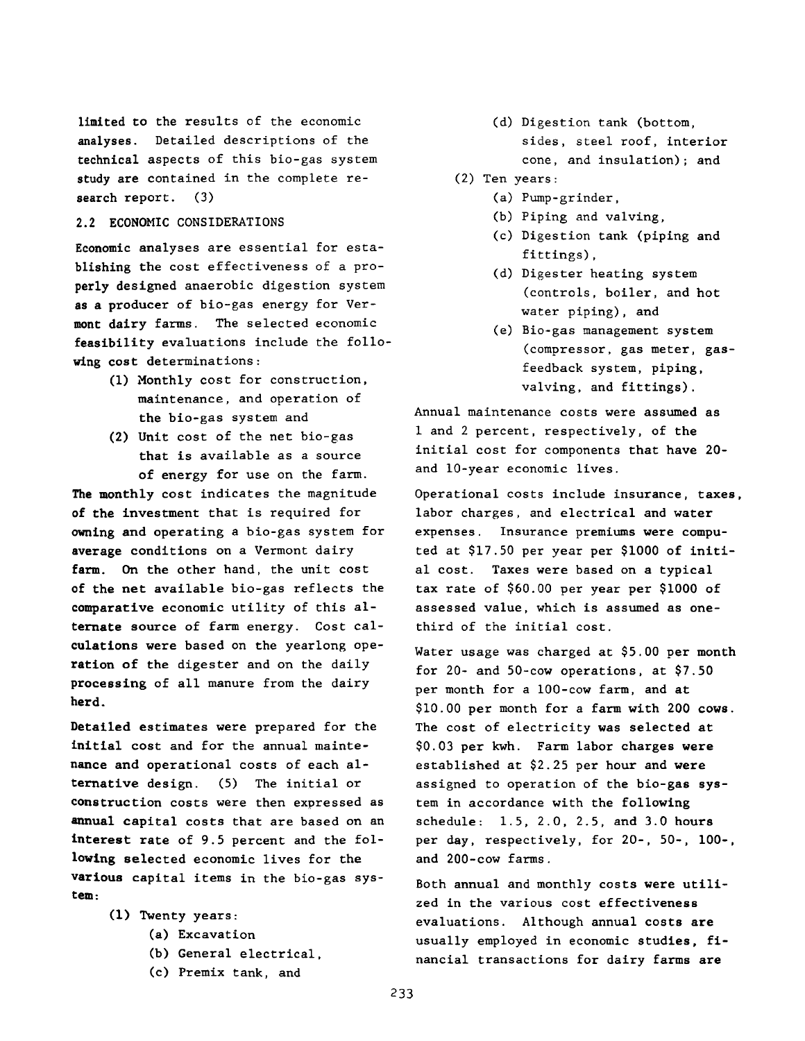limited to the results of the economic analyses. Detailed descriptions of the technical aspects of this bio-gas system study are contained in the complete research report. (3)

## 2.2 ECONOMIC CONSIDERATIONS

Economic analyses are essential for establishing the cost effectiveness of a properly designed anaerobic digestion system as a producer of bio-gas energy for Vermont dairy farms. The selected economic feasibility evaluations include the following cost determinations:

(1) Monthly cost for construction, maintenance, and operation of the bio-gas system and

(2) Unit cost of the net bio-gas that is available as a source of energy for use on the farm.

The monthly cost indicates the magnitude of the investment that is required for owning and operating a bio-gas system for average conditions on a Vermont dairy farm. On the other hand, the unit cost of the net available bio-gas reflects the comparative economic utility of this alternate source of farm energy. Cost calculations were based on the yearlong operation of the digester and on the daily processing of all manure from the dairy herd.

Detailed estimates were prepared for the initial cost and for the annual maintenance and operational costs of each alternative design. (5) The initial or construction costs were then expressed as annual capital costs that are based on an interest rate of 9.5 percent and the following selected economic lives for the various capital items in the bio-gas system:

(1) Twenty years:
   - (a) Excavation
   - (b) General electrical,
   - (c) Premix tank, and
   - (d) Digestion tank (bottom, sides, steel roof, interior cone, and insulation); and

(2) Ten years:
   - (a) Pump-grinder,
   - (b) Piping and valving,
   - (c) Digestion tank (piping and fittings),
   - (d) Digester heating system (controls, boiler, and hot water piping), and
   - (e) Bio-gas management system (compressor, gas meter, gas-feedback system, piping, valving, and fittings).

Annual maintenance costs were assumed as 1 and 2 percent, respectively, of the initial cost for components that have 20- and 10-year economic lives.

Operational costs include insurance, taxes, labor charges, and electrical and water expenses. Insurance premiums were computed at $17.50 per year per $1000 of initial cost. Taxes were based on a typical tax rate of $60.00 per year per $1000 of assessed value, which is assumed as one-third of the initial cost.

Water usage was charged at $5.00 per month for 20- and 50-cow operations, at $7.50 per month for a 100-cow farm, and at $10.00 per month for a farm with 200 cows. The cost of electricity was selected at $0.03 per kwh. Farm labor charges were established at $2.25 per hour and were assigned to operation of the bio-gas system in accordance with the following schedule: 1.5, 2.0, 2.5, and 3.0 hours per day, respectively, for 20-, 50-, 100-, and 200-cow farms.

Both annual and monthly costs were utilized in the various cost effectiveness evaluations. Although annual costs are usually employed in economic studies, financial transactions for dairy farms are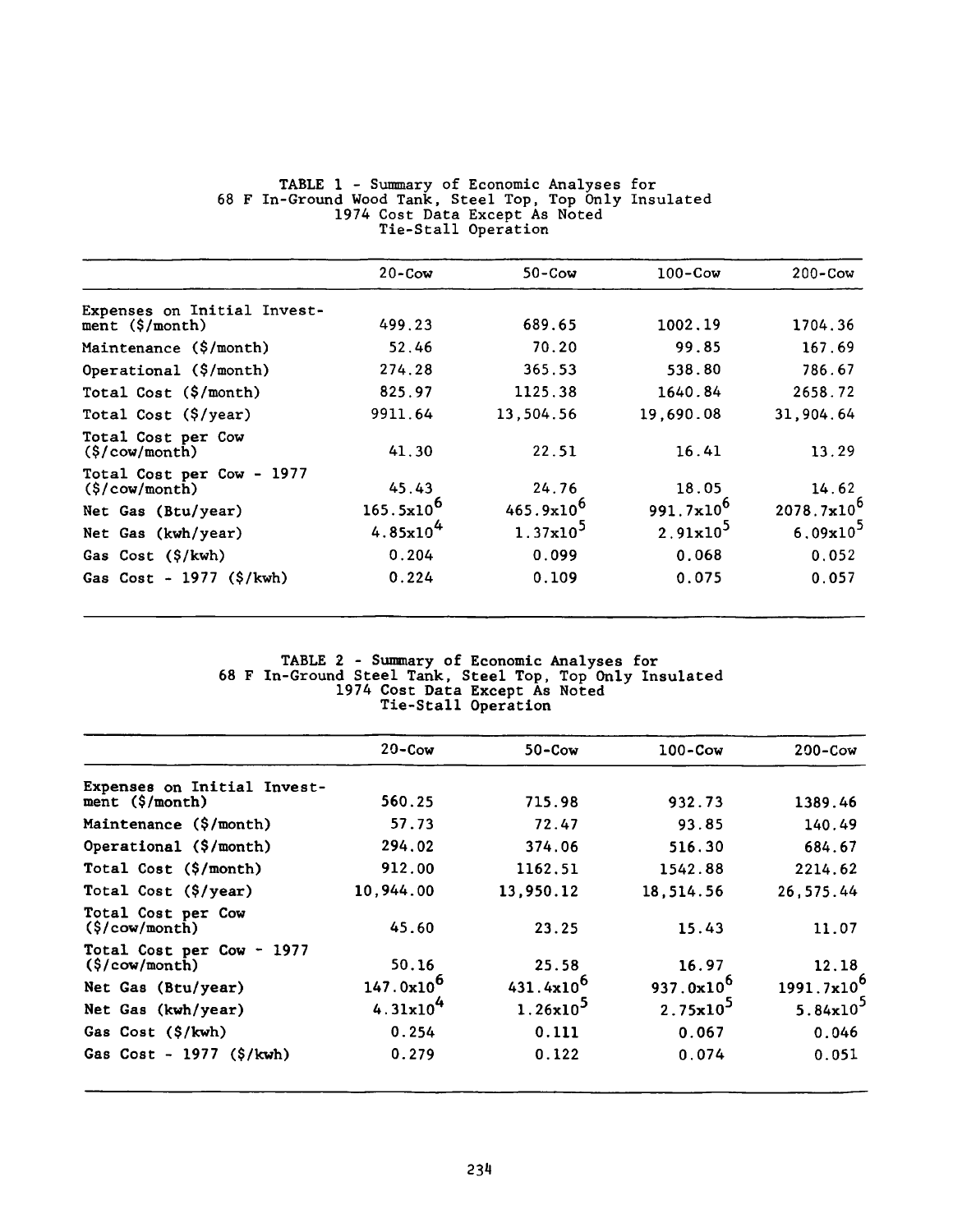TABLE 1 - Summary of Economic Analyses for 68 F In-Ground Wood Tank, Steel Top, Top Only Insulated 1974 Cost Data Except As Noted Tie-Stall Operation

| | 20-Cow | 50-Cow | 100-Cow | 200-Cow |
|---|---|---|---|---|
| Expenses on Initial Investment ($/month) | 499.23 | 689.65 | 1002.19 | 1704.36 |
| Maintenance ($/month) | 52.46 | 70.20 | 99.85 | 167.69 |
| Operational ($/month) | 274.28 | 365.53 | 538.80 | 786.67 |
| Total Cost ($/month) | 825.97 | 1125.38 | 1640.84 | 2658.72 |
| Total Cost ($/year) | 9911.64 | 13,504.56 | 19,690.08 | 31,904.64 |
| Total Cost per Cow ($/cow/month) | 41.30 | 22.51 | 16.41 | 13.29 |
| Total Cost per Cow - 1977 ($/cow/month) | 45.43 | 24.76 | 18.05 | 14.62 |
| Net Gas (Btu/year) | $165.5\times10^6$ | $465.9\times10^6$ | $991.7\times10^6$ | $2078.7\times10^6$ |
| Net Gas (kwh/year) | $4.85\times10^4$ | $1.37\times10^5$ | $2.91\times10^5$ | $6.09\times10^5$ |
| Gas Cost ($/kwh) | 0.204 | 0.099 | 0.068 | 0.052 |
| Gas Cost - 1977 ($/kwh) | 0.224 | 0.109 | 0.075 | 0.057 |

TABLE 2 - Summary of Economic Analyses for 68 F In-Ground Steel Tank, Steel Top, Top Only Insulated 1974 Cost Data Except As Noted Tie-Stall Operation

| | 20-Cow | 50-Cow | 100-Cow | 200-Cow |
|---|---|---|---|---|
| Expenses on Initial Investment ($/month) | 560.25 | 715.98 | 932.73 | 1389.46 |
| Maintenance ($/month) | 57.73 | 72.47 | 93.85 | 140.49 |
| Operational ($/month) | 294.02 | 374.06 | 516.30 | 684.67 |
| Total Cost ($/month) | 912.00 | 1162.51 | 1542.88 | 2214.62 |
| Total Cost ($/year) | 10,944.00 | 13,950.12 | 18,514.56 | 26,575.44 |
| Total Cost per Cow ($/cow/month) | 45.60 | 23.25 | 15.43 | 11.07 |
| Total Cost per Cow - 1977 ($/cow/month) | 50.16 | 25.58 | 16.97 | 12.18 |
| Net Gas (Btu/year) | $147.0\times10^6$ | $431.4\times10^6$ | $937.0\times10^6$ | $1991.7\times10^6$ |
| Net Gas (kwh/year) | $4.31\times10^4$ | $1.26\times10^5$ | $2.75\times10^5$ | $5.84\times10^5$ |
| Gas Cost ($/kwh) | 0.254 | 0.111 | 0.067 | 0.046 |
| Gas Cost - 1977 ($/kwh) | 0.279 | 0.122 | 0.074 | 0.051 |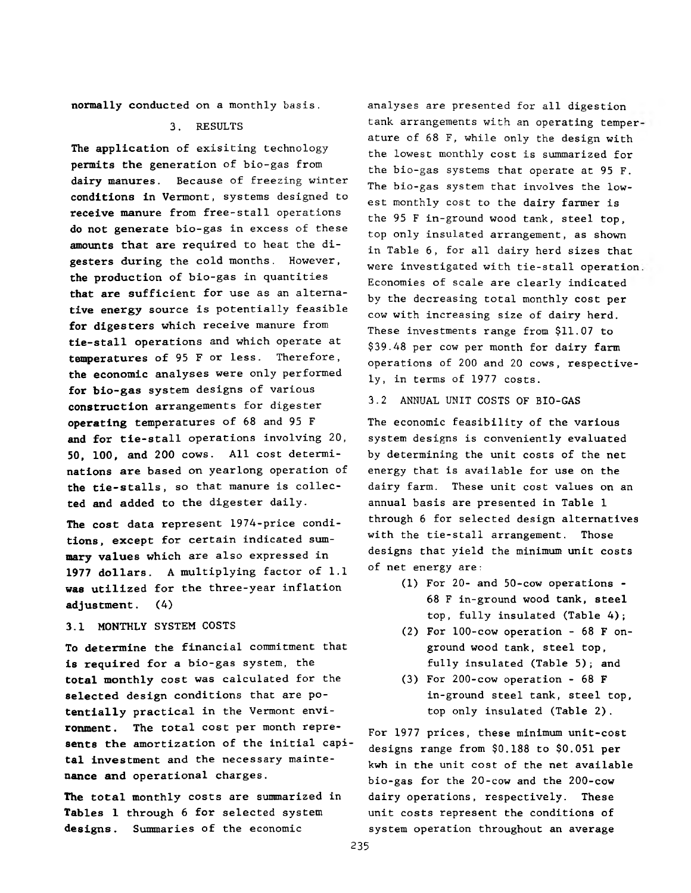normally conducted on a monthly basis.

## 3. RESULTS

The application of exisiting technology permits the generation of bio-gas from dairy manures. Because of freezing winter conditions in Vermont, systems designed to receive manure from free-stall operations do not generate bio-gas in excess of these amounts that are required to heat the digesters during the cold months. However, the production of bio-gas in quantities that are sufficient for use as an alternative energy source is potentially feasible for digesters which receive manure from tie-stall operations and which operate at temperatures of 95 F or less. Therefore, the economic analyses were only performed for bio-gas system designs of various construction arrangements for digester operating temperatures of 68 and 95 F and for tie-stall operations involving 20, 50, 100, and 200 cows. All cost determinations are based on yearlong operation of the tie-stalls, so that manure is collected and added to the digester daily.

The cost data represent 1974-price conditions, except for certain indicated summary values which are also expressed in 1977 dollars. A multiplying factor of 1.1 was utilized for the three-year inflation adjustment. (4)

### 3.1 MONTHLY SYSTEM COSTS

To determine the financial commitment that is required for a bio-gas system, the total monthly cost was calculated for the selected design conditions that are potentially practical in the Vermont environment. The total cost per month represents the amortization of the initial capital investment and the necessary maintenance and operational charges.

The total monthly costs are summarized in Tables 1 through 6 for selected system designs. Summaries of the economic analyses are presented for all digestion tank arrangements with an operating temperature of 68 F, while only the design with the lowest monthly cost is summarized for the bio-gas systems that operate at 95 F. The bio-gas system that involves the lowest monthly cost to the dairy farmer is the 95 F in-ground wood tank, steel top, top only insulated arrangement, as shown in Table 6, for all dairy herd sizes that were investigated with tie-stall operation. Economies of scale are clearly indicated by the decreasing total monthly cost per cow with increasing size of dairy herd. These investments range from $11.07 to $39.48 per cow per month for dairy farm operations of 200 and 20 cows, respectively, in terms of 1977 costs.

### 3.2 ANNUAL UNIT COSTS OF BIO-GAS

The economic feasibility of the various system designs is conveniently evaluated by determining the unit costs of the net energy that is available for use on the dairy farm. These unit cost values on an annual basis are presented in Table 1 through 6 for selected design alternatives with the tie-stall arrangement. Those designs that yield the minimum unit costs of net energy are:

(1) For 20- and 50-cow operations - 68 F in-ground wood tank, steel top, fully insulated (Table 4);

(2) For 100-cow operation - 68 F on-ground wood tank, steel top, fully insulated (Table 5); and

(3) For 200-cow operation - 68 F in-ground steel tank, steel top, top only insulated (Table 2).

For 1977 prices, these minimum unit-cost designs range from $0.188 to $0.051 per kwh in the unit cost of the net available bio-gas for the 20-cow and the 200-cow dairy operations, respectively. These unit costs represent the conditions of system operation throughout an average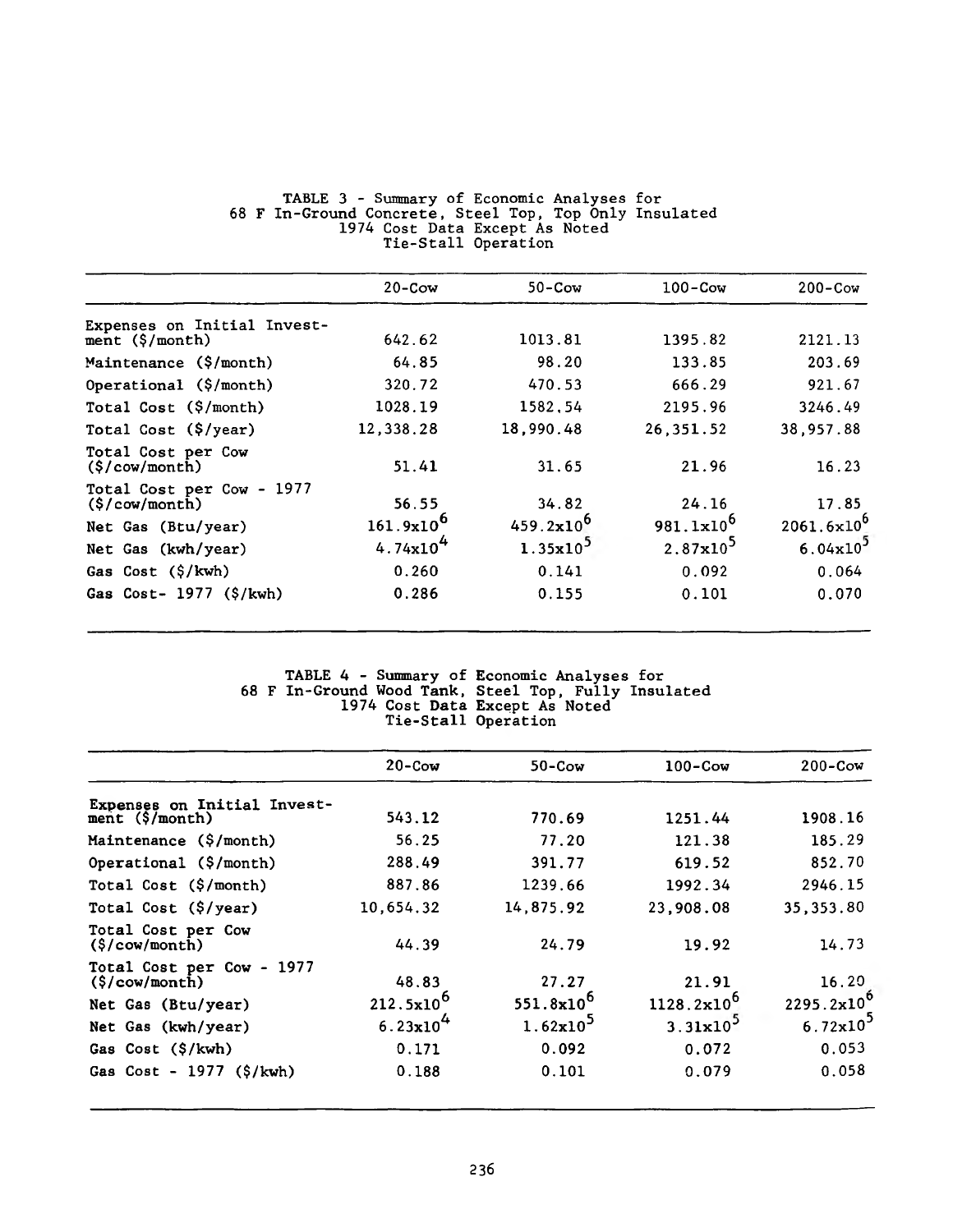TABLE 3 - Summary of Economic Analyses for
68 F In-Ground Concrete, Steel Top, Top Only Insulated
1974 Cost Data Except As Noted
Tie-Stall Operation

| | 20-Cow | 50-Cow | 100-Cow | 200-Cow |
|---|---|---|---|---|
| Expenses on Initial Investment ($/month) | 642.62 | 1013.81 | 1395.82 | 2121.13 |
| Maintenance ($/month) | 64.85 | 98.20 | 133.85 | 203.69 |
| Operational ($/month) | 320.72 | 470.53 | 666.29 | 921.67 |
| Total Cost ($/month) | 1028.19 | 1582.54 | 2195.96 | 3246.49 |
| Total Cost ($/year) | 12,338.28 | 18,990.48 | 26,351.52 | 38,957.88 |
| Total Cost per Cow ($/cow/month) | 51.41 | 31.65 | 21.96 | 16.23 |
| Total Cost per Cow - 1977 ($/cow/month) | 56.55 | 34.82 | 24.16 | 17.85 |
| Net Gas (Btu/year) | $161.9 \times 10^6$ | $459.2 \times 10^6$ | $981.1 \times 10^6$ | $2061.6 \times 10^6$ |
| Net Gas (kwh/year) | $4.74 \times 10^4$ | $1.35 \times 10^5$ | $2.87 \times 10^5$ | $6.04 \times 10^5$ |
| Gas Cost ($/kwh) | 0.260 | 0.141 | 0.092 | 0.064 |
| Gas Cost- 1977 ($/kwh) | 0.286 | 0.155 | 0.101 | 0.070 |

TABLE 4 - Summary of Economic Analyses for
68 F In-Ground Wood Tank, Steel Top, Fully Insulated
1974 Cost Data Except As Noted
Tie-Stall Operation

| | 20-Cow | 50-Cow | 100-Cow | 200-Cow |
|---|---|---|---|---|
| Expenses on Initial Investment ($/month) | 543.12 | 770.69 | 1251.44 | 1908.16 |
| Maintenance ($/month) | 56.25 | 77.20 | 121.38 | 185.29 |
| Operational ($/month) | 288.49 | 391.77 | 619.52 | 852.70 |
| Total Cost ($/month) | 887.86 | 1239.66 | 1992.34 | 2946.15 |
| Total Cost ($/year) | 10,654.32 | 14,875.92 | 23,908.08 | 35,353.80 |
| Total Cost per Cow ($/cow/month) | 44.39 | 24.79 | 19.92 | 14.73 |
| Total Cost per Cow - 1977 ($/cow/month) | 48.83 | 27.27 | 21.91 | 16.20 |
| Net Gas (Btu/year) | $212.5 \times 10^6$ | $551.8 \times 10^6$ | $1128.2 \times 10^6$ | $2295.2 \times 10^6$ |
| Net Gas (kwh/year) | $6.23 \times 10^4$ | $1.62 \times 10^5$ | $3.31 \times 10^5$ | $6.72 \times 10^5$ |
| Gas Cost ($/kwh) | 0.171 | 0.092 | 0.072 | 0.053 |
| Gas Cost - 1977 ($/kwh) | 0.188 | 0.101 | 0.079 | 0.058 |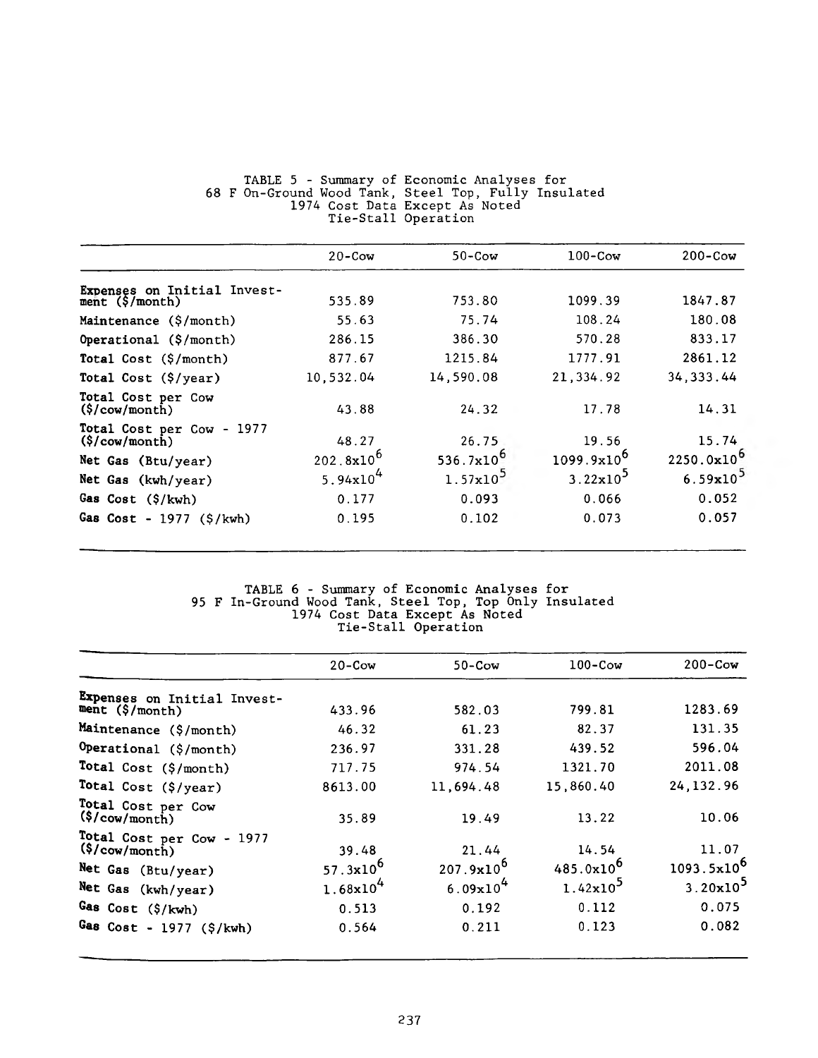TABLE 5 - Summary of Economic Analyses for
68 F On-Ground Wood Tank, Steel Top, Fully Insulated
1974 Cost Data Except As Noted
Tie-Stall Operation

| | 20-Cow | 50-Cow | 100-Cow | 200-Cow |
|---|---|---|---|---|
| Expenses on Initial Investment ($/month) | 535.89 | 753.80 | 1099.39 | 1847.87 |
| Maintenance ($/month) | 55.63 | 75.74 | 108.24 | 180.08 |
| Operational ($/month) | 286.15 | 386.30 | 570.28 | 833.17 |
| Total Cost ($/month) | 877.67 | 1215.84 | 1777.91 | 2861.12 |
| Total Cost ($/year) | 10,532.04 | 14,590.08 | 21,334.92 | 34,333.44 |
| Total Cost per Cow ($/cow/month) | 43.88 | 24.32 | 17.78 | 14.31 |
| Total Cost per Cow - 1977 ($/cow/month) | 48.27 | 26.75 | 19.56 | 15.74 |
| Net Gas (Btu/year) | $202.8\text{x}10^6$ | $536.7\text{x}10^6$ | $1099.9\text{x}10^6$ | $2250.0\text{x}10^6$ |
| Net Gas (kwh/year) | $5.94\text{x}10^4$ | $1.57\text{x}10^5$ | $3.22\text{x}10^5$ | $6.59\text{x}10^5$ |
| Gas Cost ($/kwh) | 0.177 | 0.093 | 0.066 | 0.052 |
| Gas Cost - 1977 ($/kwh) | 0.195 | 0.102 | 0.073 | 0.057 |

TABLE 6 - Summary of Economic Analyses for
95 F In-Ground Wood Tank, Steel Top, Top Only Insulated
1974 Cost Data Except As Noted
Tie-Stall Operation

| | 20-Cow | 50-Cow | 100-Cow | 200-Cow |
|---|---|---|---|---|
| Expenses on Initial Investment ($/month) | 433.96 | 582.03 | 799.81 | 1283.69 |
| Maintenance ($/month) | 46.32 | 61.23 | 82.37 | 131.35 |
| Operational ($/month) | 236.97 | 331.28 | 439.52 | 596.04 |
| Total Cost ($/month) | 717.75 | 974.54 | 1321.70 | 2011.08 |
| Total Cost ($/year) | 8613.00 | 11,694.48 | 15,860.40 | 24,132.96 |
| Total Cost per Cow ($/cow/month) | 35.89 | 19.49 | 13.22 | 10.06 |
| Total Cost per Cow - 1977 ($/cow/month) | 39.48 | 21.44 | 14.54 | 11.07 |
| Net Gas (Btu/year) | $57.3\text{x}10^6$ | $207.9\text{x}10^6$ | $485.0\text{x}10^6$ | $1093.5\text{x}10^6$ |
| Net Gas (kwh/year) | $1.68\text{x}10^4$ | $6.09\text{x}10^4$ | $1.42\text{x}10^5$ | $3.20\text{x}10^5$ |
| Gas Cost ($/kwh) | 0.513 | 0.192 | 0.112 | 0.075 |
| Gas Cost - 1977 ($/kwh) | 0.564 | 0.211 | 0.123 | 0.082 |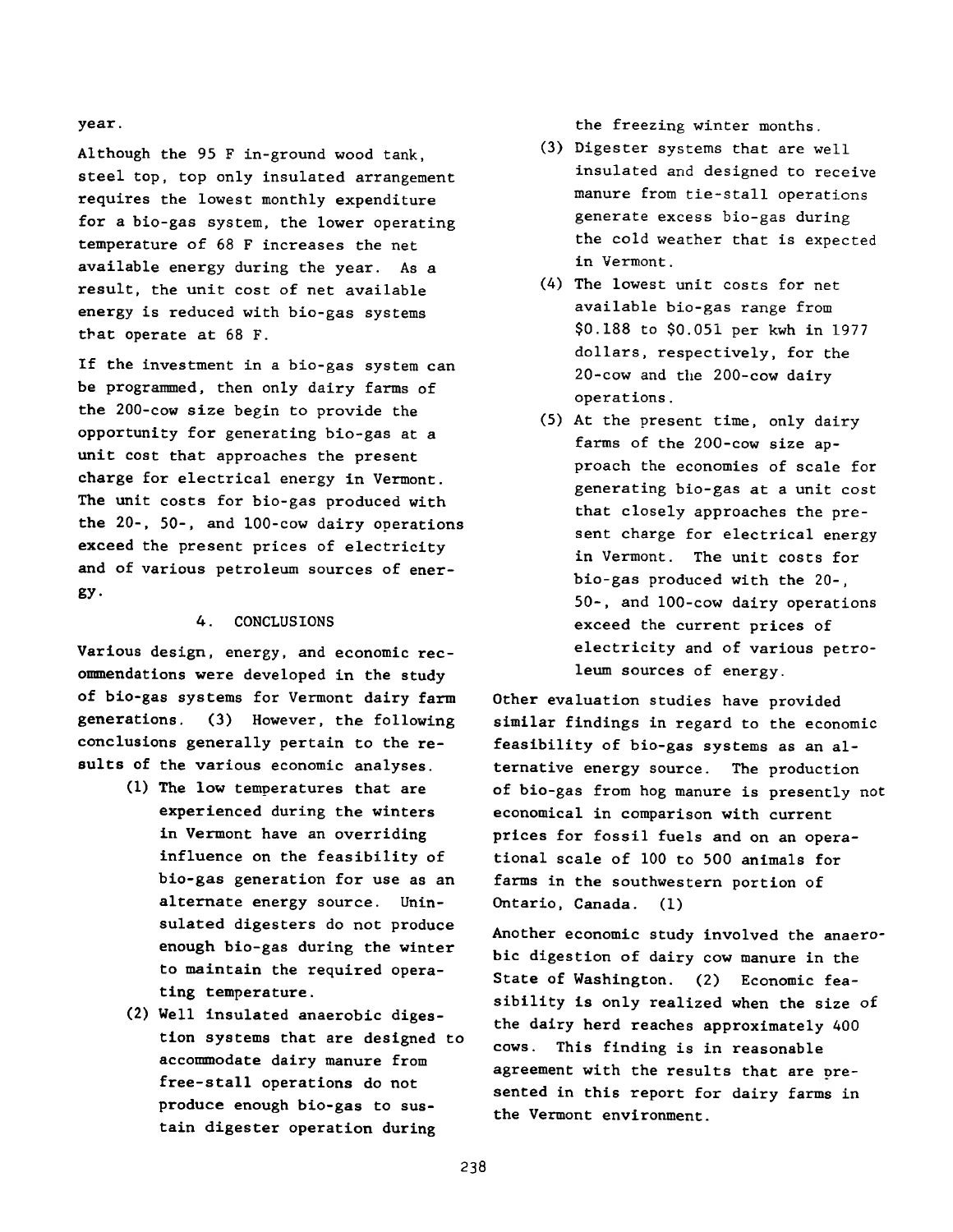year.

Although the 95 F in-ground wood tank, steel top, top only insulated arrangement requires the lowest monthly expenditure for a bio-gas system, the lower operating temperature of 68 F increases the net available energy during the year. As a result, the unit cost of net available energy is reduced with bio-gas systems that operate at 68 F.

If the investment in a bio-gas system can be programmed, then only dairy farms of the 200-cow size begin to provide the opportunity for generating bio-gas at a unit cost that approaches the present charge for electrical energy in Vermont. The unit costs for bio-gas produced with the 20-, 50-, and 100-cow dairy operations exceed the present prices of electricity and of various petroleum sources of energy.

## 4. CONCLUSIONS

Various design, energy, and economic recommendations were developed in the study of bio-gas systems for Vermont dairy farm generations. (3) However, the following conclusions generally pertain to the results of the various economic analyses.

(1) The low temperatures that are experienced during the winters in Vermont have an overriding influence on the feasibility of bio-gas generation for use as an alternate energy source. Uninsulated digesters do not produce enough bio-gas during the winter to maintain the required operating temperature.

(2) Well insulated anaerobic digestion systems that are designed to accommodate dairy manure from free-stall operations do not produce enough bio-gas to sustain digester operation during the freezing winter months.

(3) Digester systems that are well insulated and designed to receive manure from tie-stall operations generate excess bio-gas during the cold weather that is expected in Vermont.

(4) The lowest unit costs for net available bio-gas range from \$0.188 to \$0.051 per kwh in 1977 dollars, respectively, for the 20-cow and the 200-cow dairy operations.

(5) At the present time, only dairy farms of the 200-cow size approach the economies of scale for generating bio-gas at a unit cost that closely approaches the present charge for electrical energy in Vermont. The unit costs for bio-gas produced with the 20-, 50-, and 100-cow dairy operations exceed the current prices of electricity and of various petroleum sources of energy.

Other evaluation studies have provided similar findings in regard to the economic feasibility of bio-gas systems as an alternative energy source. The production of bio-gas from hog manure is presently not economical in comparison with current prices for fossil fuels and on an operational scale of 100 to 500 animals for farms in the southwestern portion of Ontario, Canada. (1)

Another economic study involved the anaerobic digestion of dairy cow manure in the State of Washington. (2) Economic feasibility is only realized when the size of the dairy herd reaches approximately 400 cows. This finding is in reasonable agreement with the results that are presented in this report for dairy farms in the Vermont environment.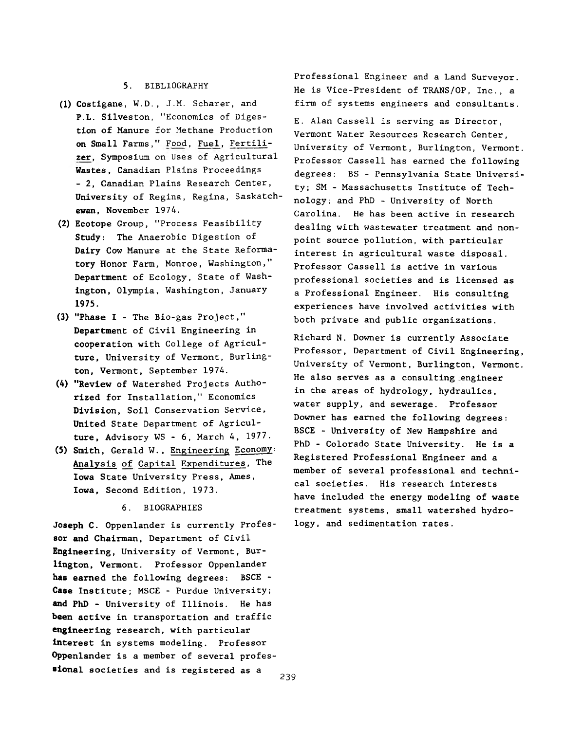## 5. BIBLIOGRAPHY

(1) Costigane, W.D., J.M. Scharer, and P.L. Silveston, "Economics of Digestion of Manure for Methane Production on Small Farms," Food, Fuel, Fertilizer, Symposium on Uses of Agricultural Wastes, Canadian Plains Proceedings - 2, Canadian Plains Research Center, University of Regina, Regina, Saskatchewan, November 1974.

(2) Ecotope Group, "Process Feasibility Study: The Anaerobic Digestion of Dairy Cow Manure at the State Reformatory Honor Farm, Monroe, Washington," Department of Ecology, State of Washington, Olympia, Washington, January 1975.

(3) "Phase I - The Bio-gas Project," Department of Civil Engineering in cooperation with College of Agriculture, University of Vermont, Burlington, Vermont, September 1974.

(4) "Review of Watershed Projects Authorized for Installation," Economics Division, Soil Conservation Service, United State Department of Agriculture, Advisory WS - 6, March 4, 1977.

(5) Smith, Gerald W., Engineering Economy: Analysis of Capital Expenditures, The Iowa State University Press, Ames, Iowa, Second Edition, 1973.

## 6. BIOGRAPHIES

Joseph C. Oppenlander is currently Professor and Chairman, Department of Civil Engineering, University of Vermont, Burlington, Vermont. Professor Oppenlander has earned the following degrees: BSCE - Case Institute; MSCE - Purdue University; and PhD - University of Illinois. He has been active in transportation and traffic engineering research, with particular interest in systems modeling. Professor Oppenlander is a member of several professional societies and is registered as a Professional Engineer and a Land Surveyor. He is Vice-President of TRANS/OP, Inc., a firm of systems engineers and consultants.

E. Alan Cassell is serving as Director, Vermont Water Resources Research Center, University of Vermont, Burlington, Vermont. Professor Cassell has earned the following degrees: BS - Pennsylvania State University; SM - Massachusetts Institute of Technology; and PhD - University of North Carolina. He has been active in research dealing with wastewater treatment and non-point source pollution, with particular interest in agricultural waste disposal. Professor Cassell is active in various professional societies and is licensed as a Professional Engineer. His consulting experiences have involved activities with both private and public organizations.

Richard N. Downer is currently Associate Professor, Department of Civil Engineering, University of Vermont, Burlington, Vermont. He also serves as a consulting engineer in the areas of hydrology, hydraulics, water supply, and sewerage. Professor Downer has earned the following degrees: BSCE - University of New Hampshire and PhD - Colorado State University. He is a Registered Professional Engineer and a member of several professional and technical societies. His research interests have included the energy modeling of waste treatment systems, small watershed hydrology, and sedimentation rates.